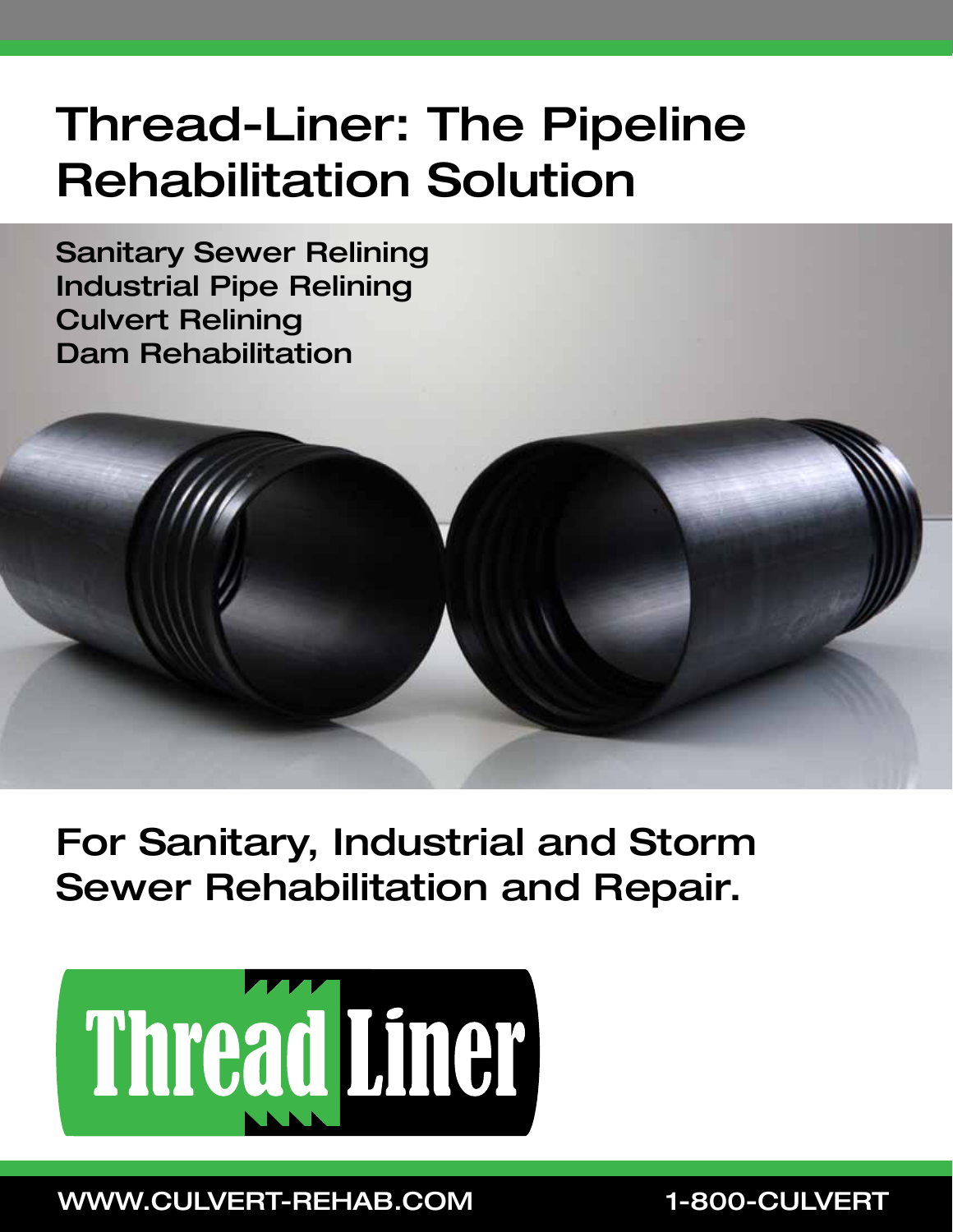# Thread-Liner: The Pipeline Rehabilitation Solution

**Sanitary Sewer Relining**
**Industrial Pipe Relining**
**Culvert Relining**
**Dam Rehabilitation**

## For Sanitary, Industrial and Storm Sewer Rehabilitation and Repair.

Thread Liner

WWW.CULVERT-REHAB.COM 1-800-CULVERT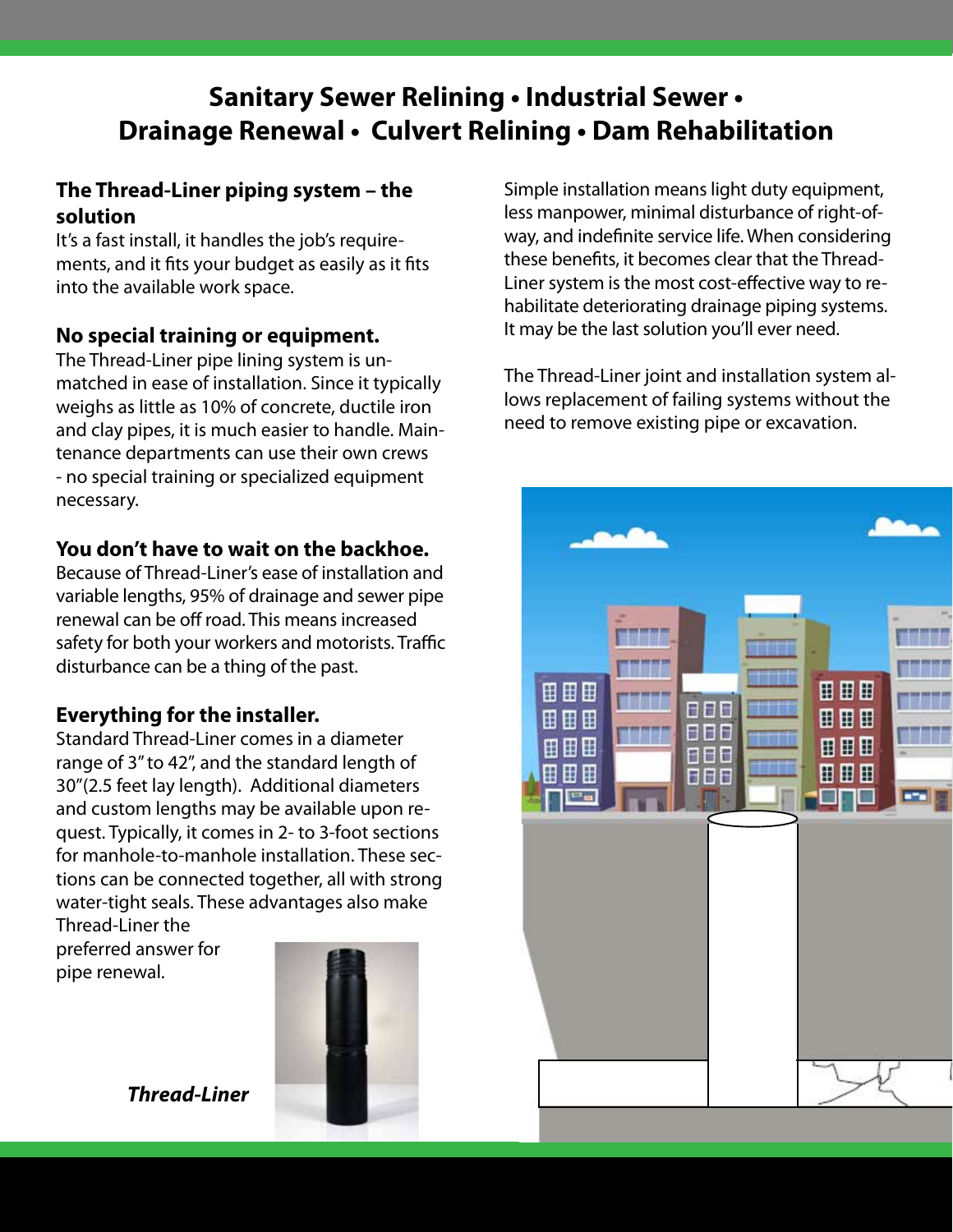## Sanitary Sewer Relining • Industrial Sewer • Drainage Renewal • Culvert Relining • Dam Rehabilitation

### The Thread-Liner piping system – the solution

It's a fast install, it handles the job's requirements, and it fits your budget as easily as it fits into the available work space.

### No special training or equipment.

The Thread-Liner pipe lining system is unmatched in ease of installation. Since it typically weighs as little as 10% of concrete, ductile iron and clay pipes, it is much easier to handle. Maintenance departments can use their own crews - no special training or specialized equipment necessary.

### You don't have to wait on the backhoe.

Because of Thread-Liner's ease of installation and variable lengths, 95% of drainage and sewer pipe renewal can be off road. This means increased safety for both your workers and motorists. Traffic disturbance can be a thing of the past.

### Everything for the installer.

Standard Thread-Liner comes in a diameter range of 3" to 42", and the standard length of 30"(2.5 feet lay length). Additional diameters and custom lengths may be available upon request. Typically, it comes in 2- to 3-foot sections for manhole-to-manhole installation. These sections can be connected together, all with strong water-tight seals. These advantages also make Thread-Liner the preferred answer for pipe renewal.

***Thread-Liner***

Simple installation means light duty equipment, less manpower, minimal disturbance of right-of-way, and indefinite service life. When considering these benefits, it becomes clear that the Thread-Liner system is the most cost-effective way to rehabilitate deteriorating drainage piping systems. It may be the last solution you'll ever need.

The Thread-Liner joint and installation system allows replacement of failing systems without the need to remove existing pipe or excavation.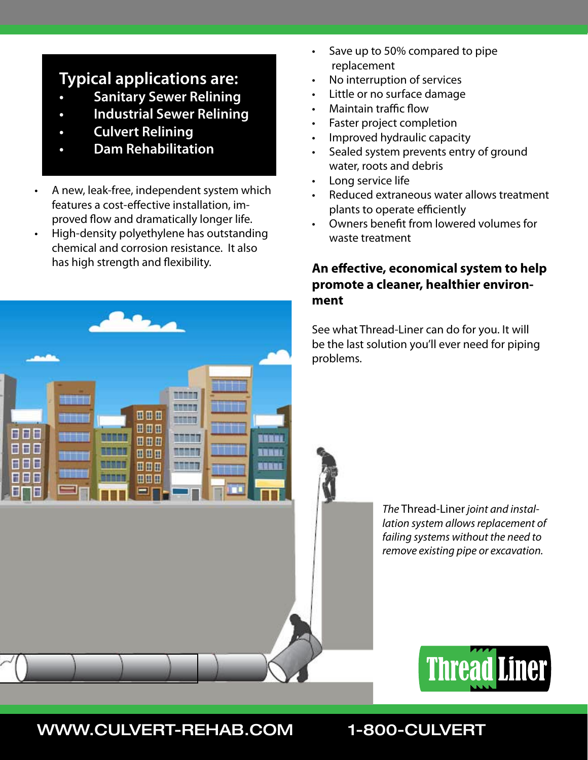## Typical applications are:

- Sanitary Sewer Relining
- Industrial Sewer Relining
- Culvert Relining
- Dam Rehabilitation

- A new, leak-free, independent system which features a cost-effective installation, improved flow and dramatically longer life.
- High-density polyethylene has outstanding chemical and corrosion resistance. It also has high strength and flexibility.

- Save up to 50% compared to pipe replacement
- No interruption of services
- Little or no surface damage
- Maintain traffic flow
- Faster project completion
- Improved hydraulic capacity
- Sealed system prevents entry of ground water, roots and debris
- Long service life
- Reduced extraneous water allows treatment plants to operate efficiently
- Owners benefit from lowered volumes for waste treatment

**An effective, economical system to help promote a cleaner, healthier environment**

See what Thread-Liner can do for you. It will be the last solution you'll ever need for piping problems.

*The* Thread-Liner *joint and installation system allows replacement of failing systems without the need to remove existing pipe or excavation.*

Thread Liner

WWW.CULVERT-REHAB.COM 1-800-CULVERT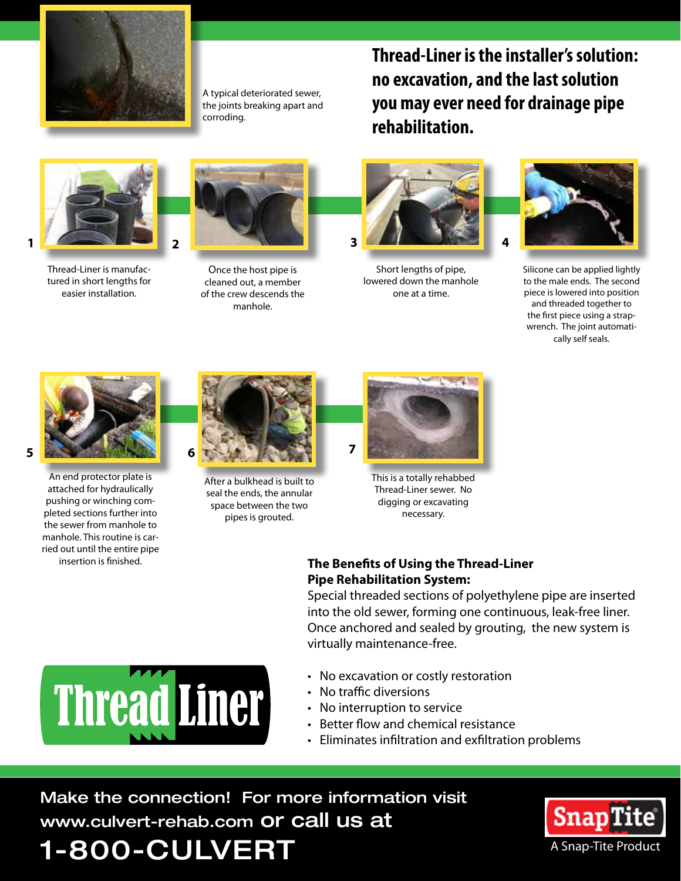A typical deteriorated sewer, the joints breaking apart and corroding.

## Thread-Liner is the installer's solution: no excavation, and the last solution you may ever need for drainage pipe rehabilitation.

1. Thread-Liner is manufactured in short lengths for easier installation.

2. Once the host pipe is cleaned out, a member of the crew descends the manhole.

3. Short lengths of pipe, lowered down the manhole one at a time.

4. Silicone can be applied lightly to the male ends. The second piece is lowered into position and threaded together to the first piece using a strap-wrench. The joint automatically self seals.

5. An end protector plate is attached for hydraulically pushing or winching completed sections further into the sewer from manhole to manhole. This routine is carried out until the entire pipe insertion is finished.

6. After a bulkhead is built to seal the ends, the annular space between the two pipes is grouted.

7. This is a totally rehabbed Thread-Liner sewer. No digging or excavating necessary.

### The Benefits of Using the Thread-Liner Pipe Rehabilitation System:

Special threaded sections of polyethylene pipe are inserted into the old sewer, forming one continuous, leak-free liner. Once anchored and sealed by grouting, the new system is virtually maintenance-free.

ThreadLiner

- No excavation or costly restoration
- No traffic diversions
- No interruption to service
- Better flow and chemical resistance
- Eliminates infiltration and exfiltration problems

Make the connection! For more information visit www.culvert-rehab.com or call us at

# 1-800-CULVERT

SnapTite®
A Snap-Tite Product